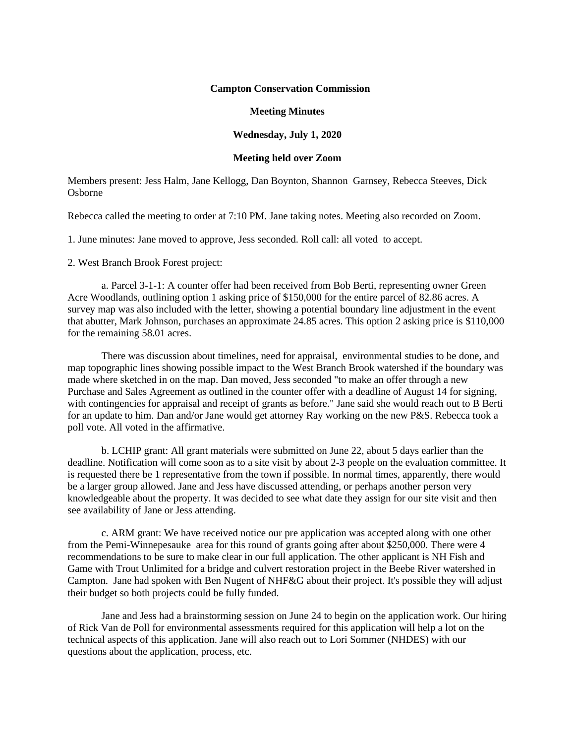**Campton Conservation Commission**

**Meeting Minutes**

**Wednesday, July 1, 2020**

**Meeting held over Zoom**

Members present: Jess Halm, Jane Kellogg, Dan Boynton, Shannon Garnsey, Rebecca Steeves, Dick Osborne

Rebecca called the meeting to order at 7:10 PM. Jane taking notes. Meeting also recorded on Zoom.

1. June minutes: Jane moved to approve, Jess seconded. Roll call: all voted to accept.

2. West Branch Brook Forest project:

a. Parcel 3-1-1: A counter offer had been received from Bob Berti, representing owner Green Acre Woodlands, outlining option 1 asking price of $150,000 for the entire parcel of 82.86 acres. A survey map was also included with the letter, showing a potential boundary line adjustment in the event that abutter, Mark Johnson, purchases an approximate 24.85 acres. This option 2 asking price is $110,000 for the remaining 58.01 acres.

There was discussion about timelines, need for appraisal, environmental studies to be done, and map topographic lines showing possible impact to the West Branch Brook watershed if the boundary was made where sketched in on the map. Dan moved, Jess seconded "to make an offer through a new Purchase and Sales Agreement as outlined in the counter offer with a deadline of August 14 for signing, with contingencies for appraisal and receipt of grants as before." Jane said she would reach out to B Berti for an update to him. Dan and/or Jane would get attorney Ray working on the new P&S. Rebecca took a poll vote. All voted in the affirmative.

b. LCHIP grant: All grant materials were submitted on June 22, about 5 days earlier than the deadline. Notification will come soon as to a site visit by about 2-3 people on the evaluation committee. It is requested there be 1 representative from the town if possible. In normal times, apparently, there would be a larger group allowed. Jane and Jess have discussed attending, or perhaps another person very knowledgeable about the property. It was decided to see what date they assign for our site visit and then see availability of Jane or Jess attending.

c. ARM grant: We have received notice our pre application was accepted along with one other from the Pemi-Winnepesauke area for this round of grants going after about $250,000. There were 4 recommendations to be sure to make clear in our full application. The other applicant is NH Fish and Game with Trout Unlimited for a bridge and culvert restoration project in the Beebe River watershed in Campton. Jane had spoken with Ben Nugent of NHF&G about their project. It's possible they will adjust their budget so both projects could be fully funded.

Jane and Jess had a brainstorming session on June 24 to begin on the application work. Our hiring of Rick Van de Poll for environmental assessments required for this application will help a lot on the technical aspects of this application. Jane will also reach out to Lori Sommer (NHDES) with our questions about the application, process, etc.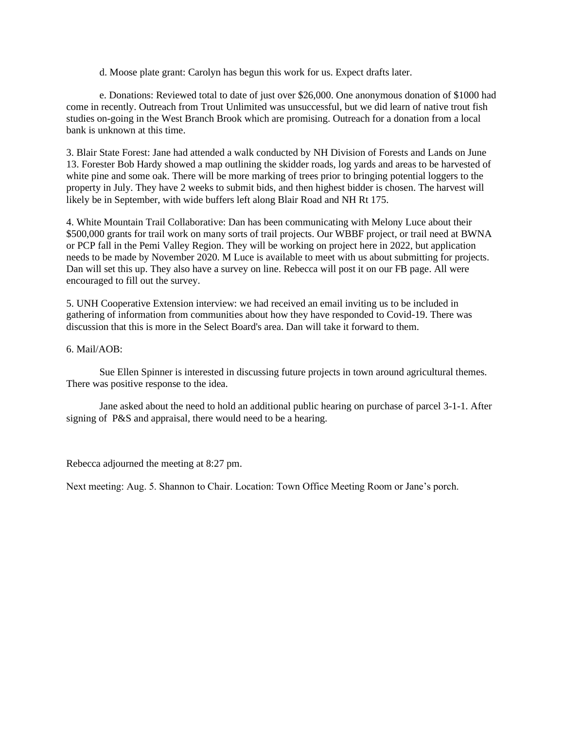d. Moose plate grant: Carolyn has begun this work for us. Expect drafts later.

e. Donations: Reviewed total to date of just over $26,000. One anonymous donation of $1000 had come in recently. Outreach from Trout Unlimited was unsuccessful, but we did learn of native trout fish studies on-going in the West Branch Brook which are promising. Outreach for a donation from a local bank is unknown at this time.

3. Blair State Forest: Jane had attended a walk conducted by NH Division of Forests and Lands on June 13. Forester Bob Hardy showed a map outlining the skidder roads, log yards and areas to be harvested of white pine and some oak. There will be more marking of trees prior to bringing potential loggers to the property in July. They have 2 weeks to submit bids, and then highest bidder is chosen. The harvest will likely be in September, with wide buffers left along Blair Road and NH Rt 175.

4. White Mountain Trail Collaborative: Dan has been communicating with Melony Luce about their $500,000 grants for trail work on many sorts of trail projects. Our WBBF project, or trail need at BWNA or PCP fall in the Pemi Valley Region. They will be working on project here in 2022, but application needs to be made by November 2020. M Luce is available to meet with us about submitting for projects. Dan will set this up. They also have a survey on line. Rebecca will post it on our FB page. All were encouraged to fill out the survey.

5. UNH Cooperative Extension interview: we had received an email inviting us to be included in gathering of information from communities about how they have responded to Covid-19. There was discussion that this is more in the Select Board's area. Dan will take it forward to them.

6. Mail/AOB:

Sue Ellen Spinner is interested in discussing future projects in town around agricultural themes. There was positive response to the idea.

Jane asked about the need to hold an additional public hearing on purchase of parcel 3-1-1. After signing of P&S and appraisal, there would need to be a hearing.

Rebecca adjourned the meeting at 8:27 pm.

Next meeting: Aug. 5. Shannon to Chair. Location: Town Office Meeting Room or Jane's porch.